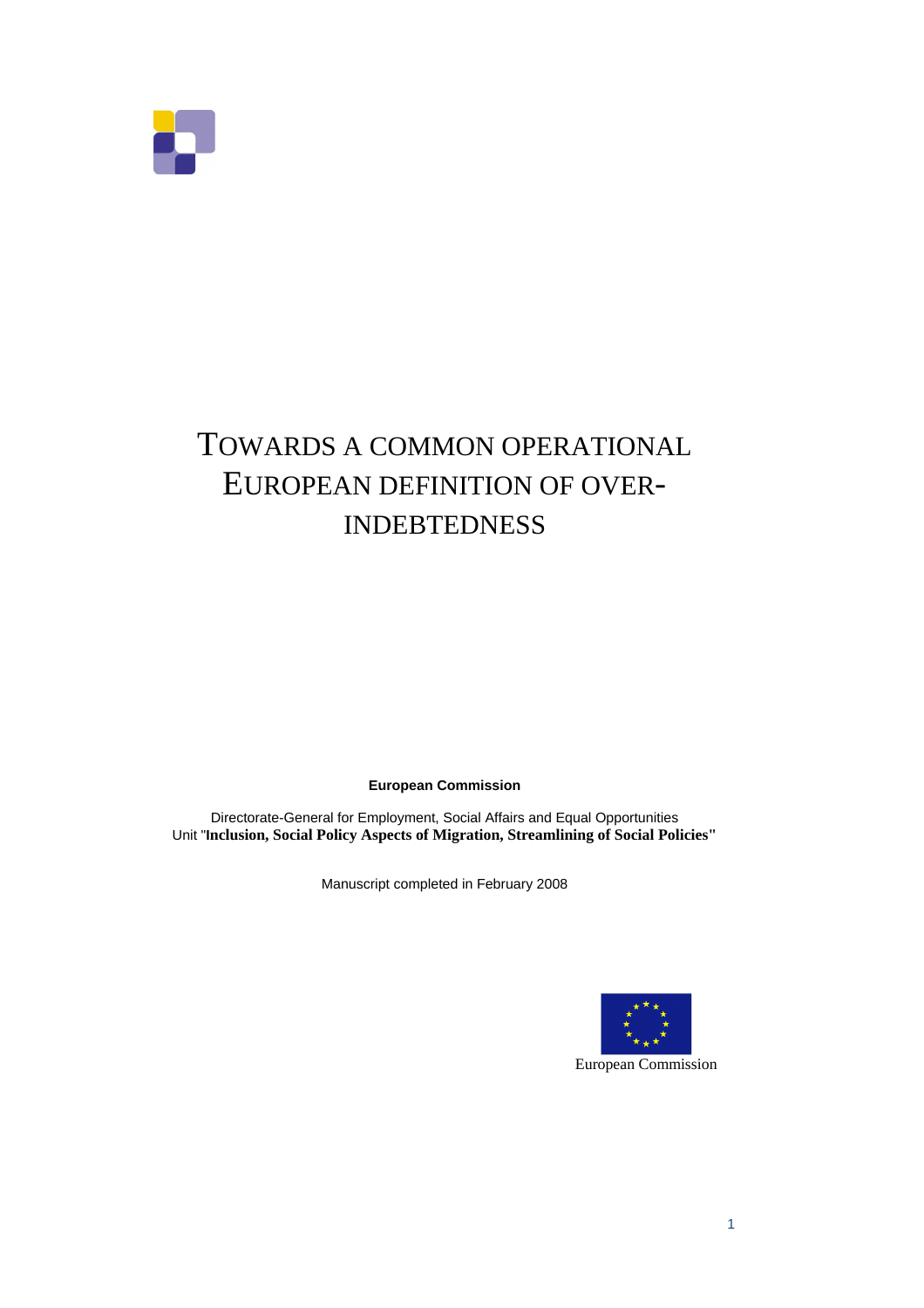# TOWARDS A COMMON OPERATIONAL EUROPEAN DEFINITION OF OVER-INDEBTEDNESS

**European Commission**

Directorate-General for Employment, Social Affairs and Equal Opportunities
Unit "**Inclusion, Social Policy Aspects of Migration, Streamlining of Social Policies"**

Manuscript completed in February 2008

European Commission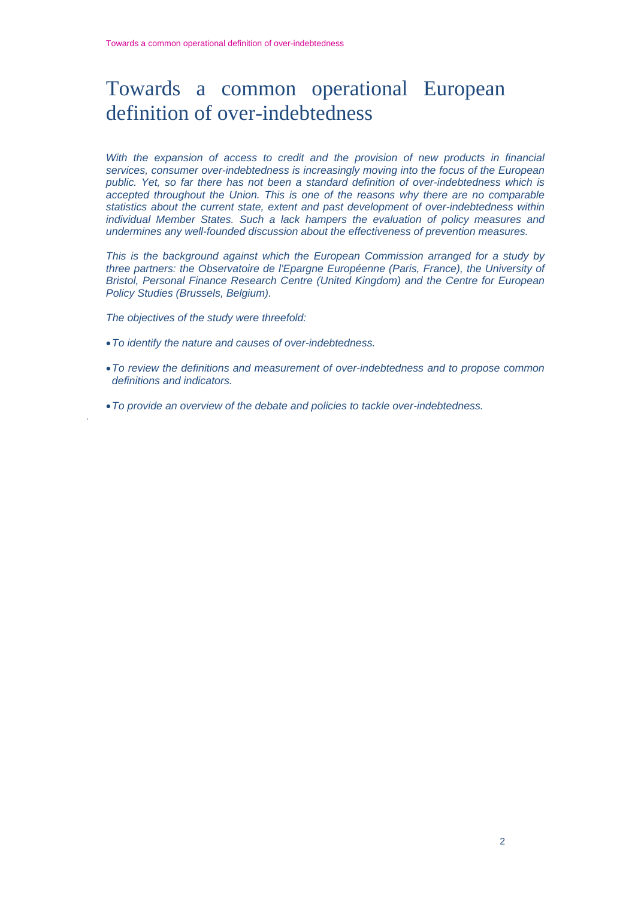# Towards a common operational European definition of over-indebtedness

*With the expansion of access to credit and the provision of new products in financial services, consumer over-indebtedness is increasingly moving into the focus of the European public. Yet, so far there has not been a standard definition of over-indebtedness which is accepted throughout the Union. This is one of the reasons why there are no comparable statistics about the current state, extent and past development of over-indebtedness within individual Member States. Such a lack hampers the evaluation of policy measures and undermines any well-founded discussion about the effectiveness of prevention measures.*

*This is the background against which the European Commission arranged for a study by three partners: the Observatoire de l'Epargne Européenne (Paris, France), the University of Bristol, Personal Finance Research Centre (United Kingdom) and the Centre for European Policy Studies (Brussels, Belgium).*

*The objectives of the study were threefold:*

- *To identify the nature and causes of over-indebtedness.*
- *To review the definitions and measurement of over-indebtedness and to propose common definitions and indicators.*
- *To provide an overview of the debate and policies to tackle over-indebtedness.*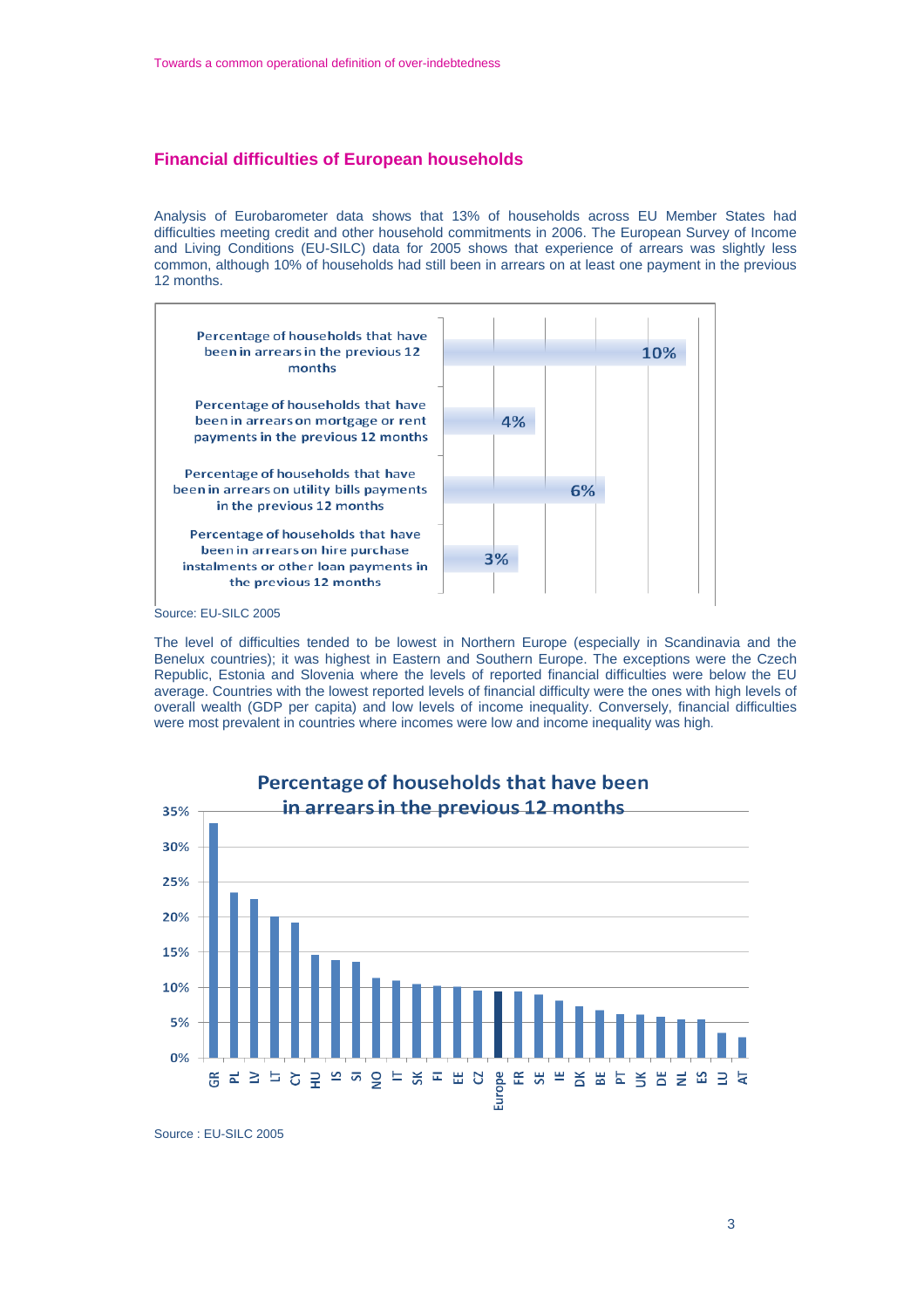## Financial difficulties of European households

Analysis of Eurobarometer data shows that 13% of households across EU Member States had difficulties meeting credit and other household commitments in 2006. The European Survey of Income and Living Conditions (EU-SILC) data for 2005 shows that experience of arrears was slightly less common, although 10% of households had still been in arrears on at least one payment in the previous 12 months.

| | |
|---|---|
| Percentage of households that have been in arrears in the previous 12 months | 10% |
| Percentage of households that have been in arrears on mortgage or rent payments in the previous 12 months | 4% |
| Percentage of households that have been in arrears on utility bills payments in the previous 12 months | 6% |
| Percentage of households that have been in arrears on hire purchase instalments or other loan payments in the previous 12 months | 3% |

Source: EU-SILC 2005

The level of difficulties tended to be lowest in Northern Europe (especially in Scandinavia and the Benelux countries); it was highest in Eastern and Southern Europe. The exceptions were the Czech Republic, Estonia and Slovenia where the levels of reported financial difficulties were below the EU average. Countries with the lowest reported levels of financial difficulty were the ones with high levels of overall wealth (GDP per capita) and low levels of income inequality. Conversely, financial difficulties were most prevalent in countries where incomes were low and income inequality was high.

**Percentage of households that have been in arrears in the previous 12 months**

(Bar chart, 0%–35% scale; countries in descending order: GR, PL, LV, LT, CY, HU, IS, SI, NO, IT, SK, FI, EE, CZ, Europe, FR, SE, IE, DK, BE, PT, UK, DE, NL, ES, LU, AT)

Source : EU-SILC 2005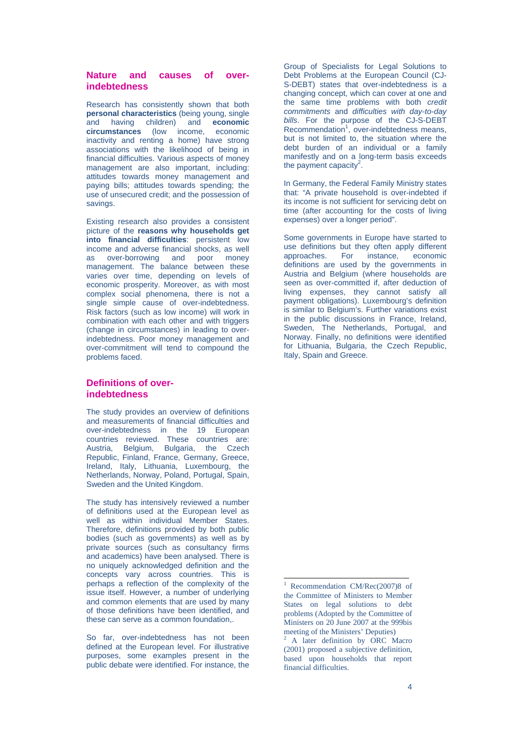## Nature and causes of over-indebtedness

Research has consistently shown that both **personal characteristics** (being young, single and having children) and **economic circumstances** (low income, economic inactivity and renting a home) have strong associations with the likelihood of being in financial difficulties. Various aspects of money management are also important, including: attitudes towards money management and paying bills; attitudes towards spending; the use of unsecured credit; and the possession of savings.

Existing research also provides a consistent picture of the **reasons why households get into financial difficulties**: persistent low income and adverse financial shocks, as well as over-borrowing and poor money management. The balance between these varies over time, depending on levels of economic prosperity. Moreover, as with most complex social phenomena, there is not a single simple cause of over-indebtedness. Risk factors (such as low income) will work in combination with each other and with triggers (change in circumstances) in leading to over-indebtedness. Poor money management and over-commitment will tend to compound the problems faced.

## Definitions of over-indebtedness

The study provides an overview of definitions and measurements of financial difficulties and over-indebtedness in the 19 European countries reviewed. These countries are: Austria, Belgium, Bulgaria, the Czech Republic, Finland, France, Germany, Greece, Ireland, Italy, Lithuania, Luxembourg, the Netherlands, Norway, Poland, Portugal, Spain, Sweden and the United Kingdom.

The study has intensively reviewed a number of definitions used at the European level as well as within individual Member States. Therefore, definitions provided by both public bodies (such as governments) as well as by private sources (such as consultancy firms and academics) have been analysed. There is no uniquely acknowledged definition and the concepts vary across countries. This is perhaps a reflection of the complexity of the issue itself. However, a number of underlying and common elements that are used by many of those definitions have been identified, and these can serve as a common foundation,.

So far, over-indebtedness has not been defined at the European level. For illustrative purposes, some examples present in the public debate were identified. For instance, the Group of Specialists for Legal Solutions to Debt Problems at the European Council (CJ-S-DEBT) states that over-indebtedness is a changing concept, which can cover at one and the same time problems with both *credit commitments* and *difficulties with day-to-day bills*. For the purpose of the CJ-S-DEBT Recommendation[1], over-indebtedness means, but is not limited to, the situation where the debt burden of an individual or a family manifestly and on a long-term basis exceeds the payment capacity[2].

In Germany, the Federal Family Ministry states that: "A private household is over-indebted if its income is not sufficient for servicing debt on time (after accounting for the costs of living expenses) over a longer period".

Some governments in Europe have started to use definitions but they often apply different approaches. For instance, economic definitions are used by the governments in Austria and Belgium (where households are seen as over-committed if, after deduction of living expenses, they cannot satisfy all payment obligations). Luxembourg's definition is similar to Belgium's. Further variations exist in the public discussions in France, Ireland, Sweden, The Netherlands, Portugal, and Norway. Finally, no definitions were identified for Lithuania, Bulgaria, the Czech Republic, Italy, Spain and Greece.

---

[1] Recommendation CM/Rec(2007)8 of the Committee of Ministers to Member States on legal solutions to debt problems (Adopted by the Committee of Ministers on 20 June 2007 at the 999bis meeting of the Ministers' Deputies)

[2] A later definition by ORC Macro (2001) proposed a subjective definition, based upon households that report financial difficulties.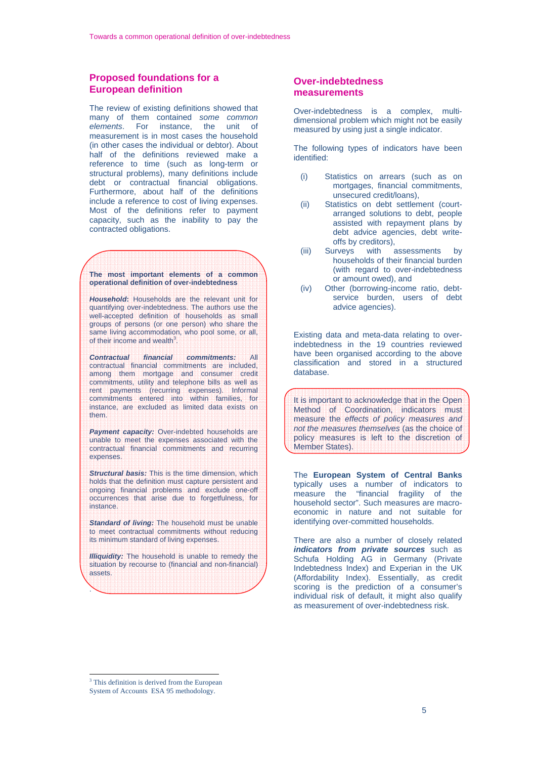## Proposed foundations for a European definition

The review of existing definitions showed that many of them contained *some common elements*. For instance, the unit of measurement is in most cases the household (in other cases the individual or debtor). About half of the definitions reviewed make a reference to time (such as long-term or structural problems), many definitions include debt or contractual financial obligations. Furthermore, about half of the definitions include a reference to cost of living expenses. Most of the definitions refer to payment capacity, such as the inability to pay the contracted obligations.

**The most important elements of a common operational definition of over-indebtedness**

***Household:*** Households are the relevant unit for quantifying over-indebtedness. The authors use the well-accepted definition of households as small groups of persons (or one person) who share the same living accommodation, who pool some, or all, of their income and wealth[3].

***Contractual financial commitments:*** All contractual financial commitments are included, among them mortgage and consumer credit commitments, utility and telephone bills as well as rent payments (recurring expenses). Informal commitments entered into within families, for instance, are excluded as limited data exists on them.

***Payment capacity:*** Over-indebted households are unable to meet the expenses associated with the contractual financial commitments and recurring expenses.

***Structural basis:*** This is the time dimension, which holds that the definition must capture persistent and ongoing financial problems and exclude one-off occurrences that arise due to forgetfulness, for instance.

***Standard of living:*** The household must be unable to meet contractual commitments without reducing its minimum standard of living expenses.

***Illiquidity:*** The household is unable to remedy the situation by recourse to (financial and non-financial) assets.

## Over-indebtedness measurements

Over-indebtedness is a complex, multi-dimensional problem which might not be easily measured by using just a single indicator.

The following types of indicators have been identified:

(i) Statistics on arrears (such as on mortgages, financial commitments, unsecured credit/loans),
(ii) Statistics on debt settlement (court-arranged solutions to debt, people assisted with repayment plans by debt advice agencies, debt write-offs by creditors),
(iii) Surveys with assessments by households of their financial burden (with regard to over-indebtedness or amount owed), and
(iv) Other (borrowing-income ratio, debt-service burden, users of debt advice agencies).

Existing data and meta-data relating to over-indebtedness in the 19 countries reviewed have been organised according to the above classification and stored in a structured database.

It is important to acknowledge that in the Open Method of Coordination, indicators must measure the *effects of policy measures and not the measures themselves* (as the choice of policy measures is left to the discretion of Member States).

The **European System of Central Banks** typically uses a number of indicators to measure the “financial fragility of the household sector”. Such measures are macro-economic in nature and not suitable for identifying over-committed households.

There are also a number of closely related ***indicators from private sources*** such as Schufa Holding AG in Germany (Private Indebtedness Index) and Experian in the UK (Affordability Index). Essentially, as credit scoring is the prediction of a consumer’s individual risk of default, it might also qualify as measurement of over-indebtedness risk.

---

[3] This definition is derived from the European System of Accounts ESA 95 methodology.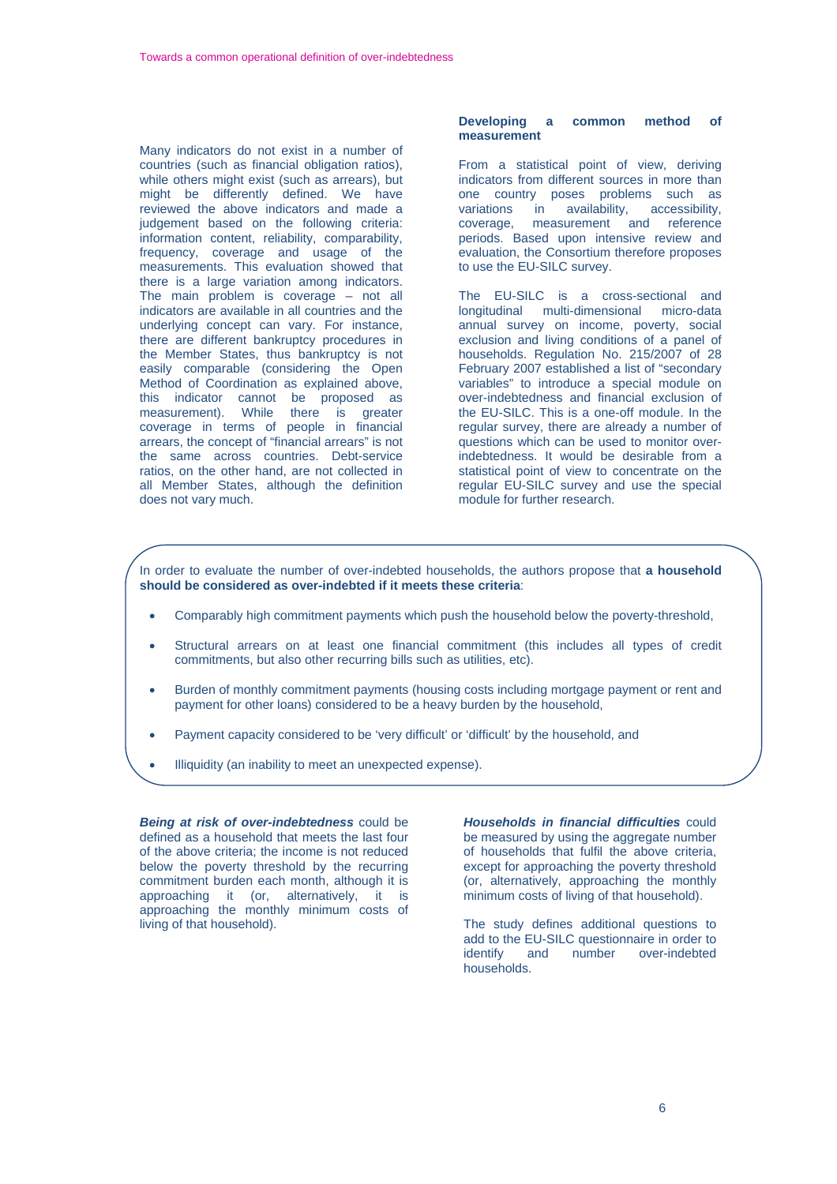Many indicators do not exist in a number of countries (such as financial obligation ratios), while others might exist (such as arrears), but might be differently defined. We have reviewed the above indicators and made a judgement based on the following criteria: information content, reliability, comparability, frequency, coverage and usage of the measurements. This evaluation showed that there is a large variation among indicators. The main problem is coverage – not all indicators are available in all countries and the underlying concept can vary. For instance, there are different bankruptcy procedures in the Member States, thus bankruptcy is not easily comparable (considering the Open Method of Coordination as explained above, this indicator cannot be proposed as measurement). While there is greater coverage in terms of people in financial arrears, the concept of "financial arrears" is not the same across countries. Debt-service ratios, on the other hand, are not collected in all Member States, although the definition does not vary much.

### Developing a common method of measurement

From a statistical point of view, deriving indicators from different sources in more than one country poses problems such as variations in availability, accessibility, coverage, measurement and reference periods. Based upon intensive review and evaluation, the Consortium therefore proposes to use the EU-SILC survey.

The EU-SILC is a cross-sectional and longitudinal multi-dimensional micro-data annual survey on income, poverty, social exclusion and living conditions of a panel of households. Regulation No. 215/2007 of 28 February 2007 established a list of "secondary variables" to introduce a special module on over-indebtedness and financial exclusion of the EU-SILC. This is a one-off module. In the regular survey, there are already a number of questions which can be used to monitor over-indebtedness. It would be desirable from a statistical point of view to concentrate on the regular EU-SILC survey and use the special module for further research.

In order to evaluate the number of over-indebted households, the authors propose that **a household should be considered as over-indebted if it meets these criteria**:

- Comparably high commitment payments which push the household below the poverty-threshold,
- Structural arrears on at least one financial commitment (this includes all types of credit commitments, but also other recurring bills such as utilities, etc).
- Burden of monthly commitment payments (housing costs including mortgage payment or rent and payment for other loans) considered to be a heavy burden by the household,
- Payment capacity considered to be 'very difficult' or 'difficult' by the household, and
- Illiquidity (an inability to meet an unexpected expense).

***Being at risk of over-indebtedness*** could be defined as a household that meets the last four of the above criteria; the income is not reduced below the poverty threshold by the recurring commitment burden each month, although it is approaching it (or, alternatively, it is approaching the monthly minimum costs of living of that household).

***Households in financial difficulties*** could be measured by using the aggregate number of households that fulfil the above criteria, except for approaching the poverty threshold (or, alternatively, approaching the monthly minimum costs of living of that household).

The study defines additional questions to add to the EU-SILC questionnaire in order to identify and number over-indebted households.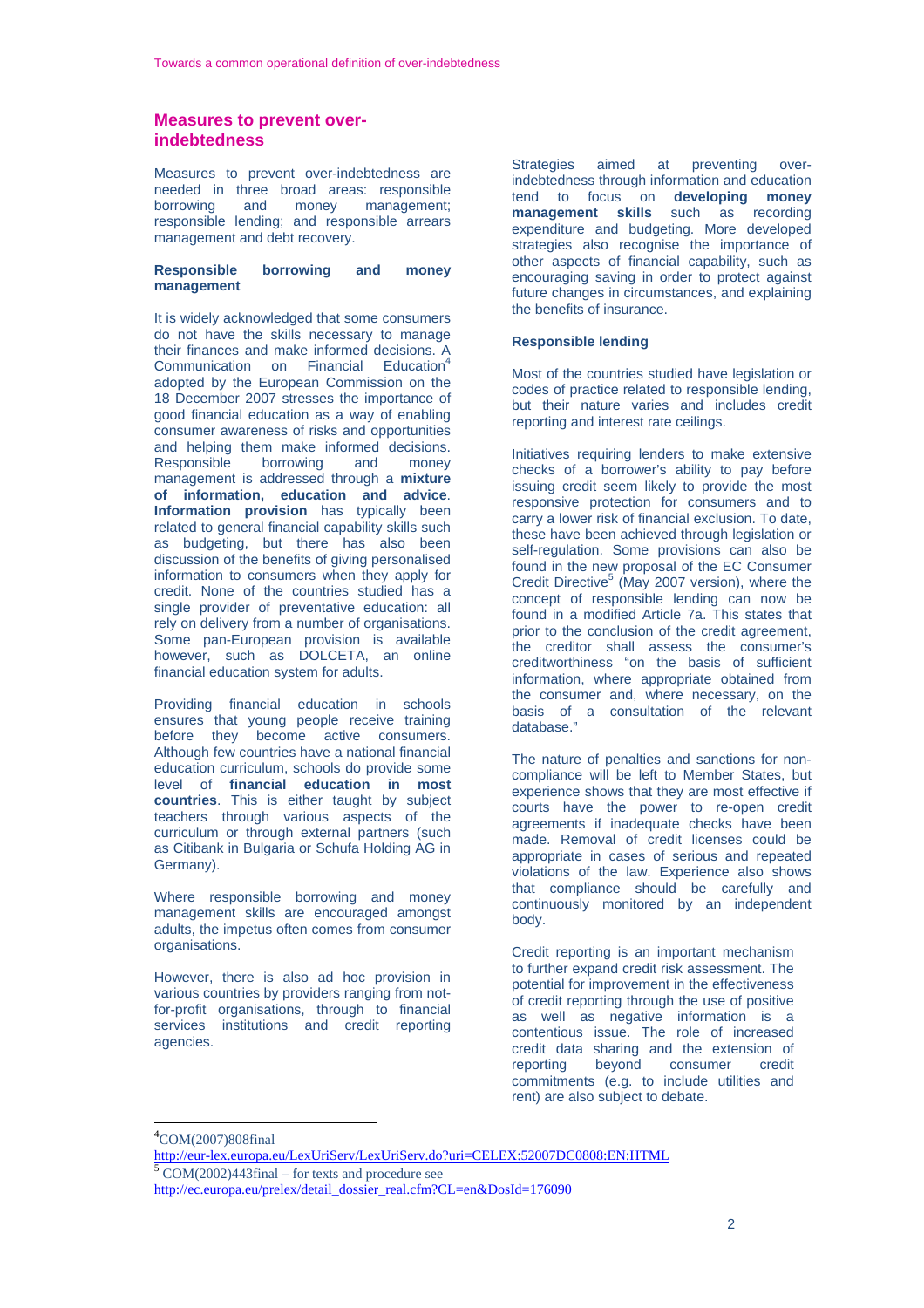## Measures to prevent over-indebtedness

Measures to prevent over-indebtedness are needed in three broad areas: responsible borrowing and money management; responsible lending; and responsible arrears management and debt recovery.

### Responsible borrowing and money management

It is widely acknowledged that some consumers do not have the skills necessary to manage their finances and make informed decisions. A Communication on Financial Education[4] adopted by the European Commission on the 18 December 2007 stresses the importance of good financial education as a way of enabling consumer awareness of risks and opportunities and helping them make informed decisions. Responsible borrowing and money management is addressed through a **mixture of information, education and advice**. **Information provision** has typically been related to general financial capability skills such as budgeting, but there has also been discussion of the benefits of giving personalised information to consumers when they apply for credit. None of the countries studied has a single provider of preventative education: all rely on delivery from a number of organisations. Some pan-European provision is available however, such as DOLCETA, an online financial education system for adults.

Providing financial education in schools ensures that young people receive training before they become active consumers. Although few countries have a national financial education curriculum, schools do provide some level of **financial education in most countries**. This is either taught by subject teachers through various aspects of the curriculum or through external partners (such as Citibank in Bulgaria or Schufa Holding AG in Germany).

Where responsible borrowing and money management skills are encouraged amongst adults, the impetus often comes from consumer organisations.

However, there is also ad hoc provision in various countries by providers ranging from not-for-profit organisations, through to financial services institutions and credit reporting agencies.

Strategies aimed at preventing over-indebtedness through information and education tend to focus on **developing money management skills** such as recording expenditure and budgeting. More developed strategies also recognise the importance of other aspects of financial capability, such as encouraging saving in order to protect against future changes in circumstances, and explaining the benefits of insurance.

### Responsible lending

Most of the countries studied have legislation or codes of practice related to responsible lending, but their nature varies and includes credit reporting and interest rate ceilings.

Initiatives requiring lenders to make extensive checks of a borrower's ability to pay before issuing credit seem likely to provide the most responsive protection for consumers and to carry a lower risk of financial exclusion. To date, these have been achieved through legislation or self-regulation. Some provisions can also be found in the new proposal of the EC Consumer Credit Directive[5] (May 2007 version), where the concept of responsible lending can now be found in a modified Article 7a. This states that prior to the conclusion of the credit agreement, the creditor shall assess the consumer's creditworthiness "on the basis of sufficient information, where appropriate obtained from the consumer and, where necessary, on the basis of a consultation of the relevant database."

The nature of penalties and sanctions for non-compliance will be left to Member States, but experience shows that they are most effective if courts have the power to re-open credit agreements if inadequate checks have been made. Removal of credit licenses could be appropriate in cases of serious and repeated violations of the law. Experience also shows that compliance should be carefully and continuously monitored by an independent body.

Credit reporting is an important mechanism to further expand credit risk assessment. The potential for improvement in the effectiveness of credit reporting through the use of positive as well as negative information is a contentious issue. The role of increased credit data sharing and the extension of reporting beyond consumer credit commitments (e.g. to include utilities and rent) are also subject to debate.

---

[4] COM(2007)808final
http://eur-lex.europa.eu/LexUriServ/LexUriServ.do?uri=CELEX:52007DC0808:EN:HTML

[5] COM(2002)443final – for texts and procedure see
http://ec.europa.eu/prelex/detail_dossier_real.cfm?CL=en&DosId=176090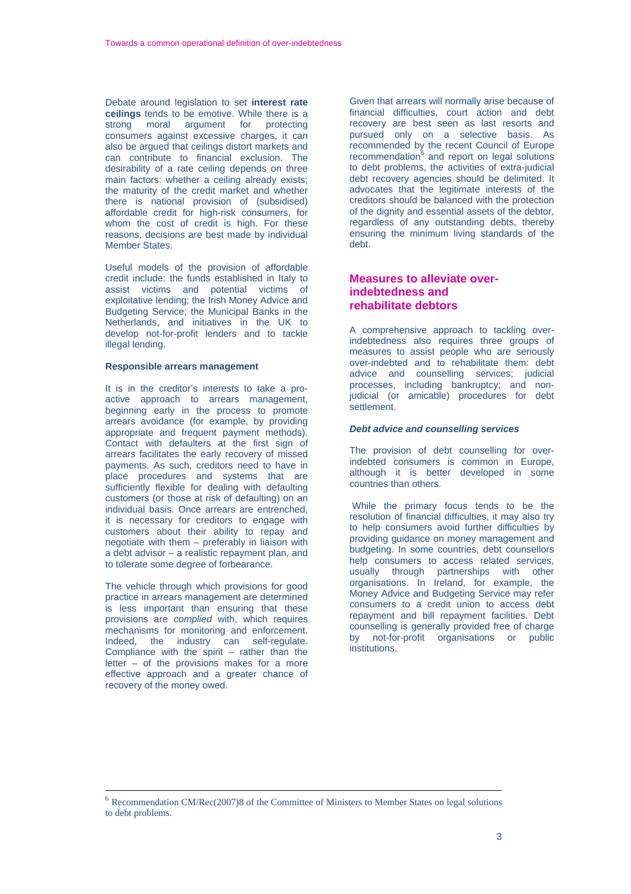Debate around legislation to set **interest rate ceilings** tends to be emotive. While there is a strong moral argument for protecting consumers against excessive charges, it can also be argued that ceilings distort markets and can contribute to financial exclusion. The desirability of a rate ceiling depends on three main factors: whether a ceiling already exists; the maturity of the credit market and whether there is national provision of (subsidised) affordable credit for high-risk consumers, for whom the cost of credit is high. For these reasons, decisions are best made by individual Member States.

Useful models of the provision of affordable credit include: the funds established in Italy to assist victims and potential victims of exploitative lending; the Irish Money Advice and Budgeting Service; the Municipal Banks in the Netherlands, and initiatives in the UK to develop not-for-profit lenders and to tackle illegal lending.

#### Responsible arrears management

It is in the creditor's interests to take a pro-active approach to arrears management, beginning early in the process to promote arrears avoidance (for example, by providing appropriate and frequent payment methods). Contact with defaulters at the first sign of arrears facilitates the early recovery of missed payments. As such, creditors need to have in place procedures and systems that are sufficiently flexible for dealing with defaulting customers (or those at risk of defaulting) on an individual basis. Once arrears are entrenched, it is necessary for creditors to engage with customers about their ability to repay and negotiate with them – preferably in liaison with a debt advisor – a realistic repayment plan, and to tolerate some degree of forbearance.

The vehicle through which provisions for good practice in arrears management are determined is less important than ensuring that these provisions are *complied* with, which requires mechanisms for monitoring and enforcement. Indeed, the industry can self-regulate. Compliance with the spirit – rather than the letter – of the provisions makes for a more effective approach and a greater chance of recovery of the money owed.

Given that arrears will normally arise because of financial difficulties, court action and debt recovery are best seen as last resorts and pursued only on a selective basis. As recommended by the recent Council of Europe recommendation[6] and report on legal solutions to debt problems, the activities of extra-judicial debt recovery agencies should be delimited. It advocates that the legitimate interests of the creditors should be balanced with the protection of the dignity and essential assets of the debtor, regardless of any outstanding debts, thereby ensuring the minimum living standards of the debt.

## Measures to alleviate over-indebtedness and rehabilitate debtors

A comprehensive approach to tackling over-indebtedness also requires three groups of measures to assist people who are seriously over-indebted and to rehabilitate them: debt advice and counselling services; judicial processes, including bankruptcy; and non-judicial (or amicable) procedures for debt settlement.

#### *Debt advice and counselling services*

The provision of debt counselling for over-indebted consumers is common in Europe, although it is better developed in some countries than others.

While the primary focus tends to be the resolution of financial difficulties, it may also try to help consumers avoid further difficulties by providing guidance on money management and budgeting. In some countries, debt counsellors help consumers to access related services, usually through partnerships with other organisations. In Ireland, for example, the Money Advice and Budgeting Service may refer consumers to a credit union to access debt repayment and bill repayment facilities. Debt counselling is generally provided free of charge by not-for-profit organisations or public institutions.

---

[6] Recommendation CM/Rec(2007)8 of the Committee of Ministers to Member States on legal solutions to debt problems.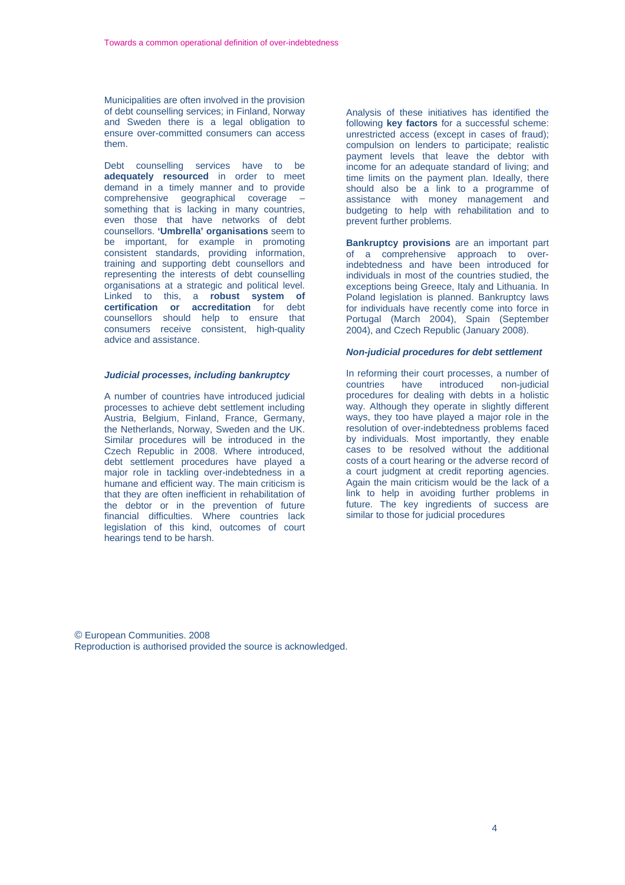Municipalities are often involved in the provision of debt counselling services; in Finland, Norway and Sweden there is a legal obligation to ensure over-committed consumers can access them.

Debt counselling services have to be **adequately resourced** in order to meet demand in a timely manner and to provide comprehensive geographical coverage – something that is lacking in many countries, even those that have networks of debt counsellors. **'Umbrella' organisations** seem to be important, for example in promoting consistent standards, providing information, training and supporting debt counsellors and representing the interests of debt counselling organisations at a strategic and political level. Linked to this, a **robust system of certification or accreditation** for debt counsellors should help to ensure that consumers receive consistent, high-quality advice and assistance.

***Judicial processes, including bankruptcy***

A number of countries have introduced judicial processes to achieve debt settlement including Austria, Belgium, Finland, France, Germany, the Netherlands, Norway, Sweden and the UK. Similar procedures will be introduced in the Czech Republic in 2008. Where introduced, debt settlement procedures have played a major role in tackling over-indebtedness in a humane and efficient way. The main criticism is that they are often inefficient in rehabilitation of the debtor or in the prevention of future financial difficulties. Where countries lack legislation of this kind, outcomes of court hearings tend to be harsh.

Analysis of these initiatives has identified the following **key factors** for a successful scheme: unrestricted access (except in cases of fraud); compulsion on lenders to participate; realistic payment levels that leave the debtor with income for an adequate standard of living; and time limits on the payment plan. Ideally, there should also be a link to a programme of assistance with money management and budgeting to help with rehabilitation and to prevent further problems.

**Bankruptcy provisions** are an important part of a comprehensive approach to over-indebtedness and have been introduced for individuals in most of the countries studied, the exceptions being Greece, Italy and Lithuania. In Poland legislation is planned. Bankruptcy laws for individuals have recently come into force in Portugal (March 2004), Spain (September 2004), and Czech Republic (January 2008).

***Non-judicial procedures for debt settlement***

In reforming their court processes, a number of countries have introduced non-judicial procedures for dealing with debts in a holistic way. Although they operate in slightly different ways, they too have played a major role in the resolution of over-indebtedness problems faced by individuals. Most importantly, they enable cases to be resolved without the additional costs of a court hearing or the adverse record of a court judgment at credit reporting agencies. Again the main criticism would be the lack of a link to help in avoiding further problems in future. The key ingredients of success are similar to those for judicial procedures

© European Communities. 2008
Reproduction is authorised provided the source is acknowledged.